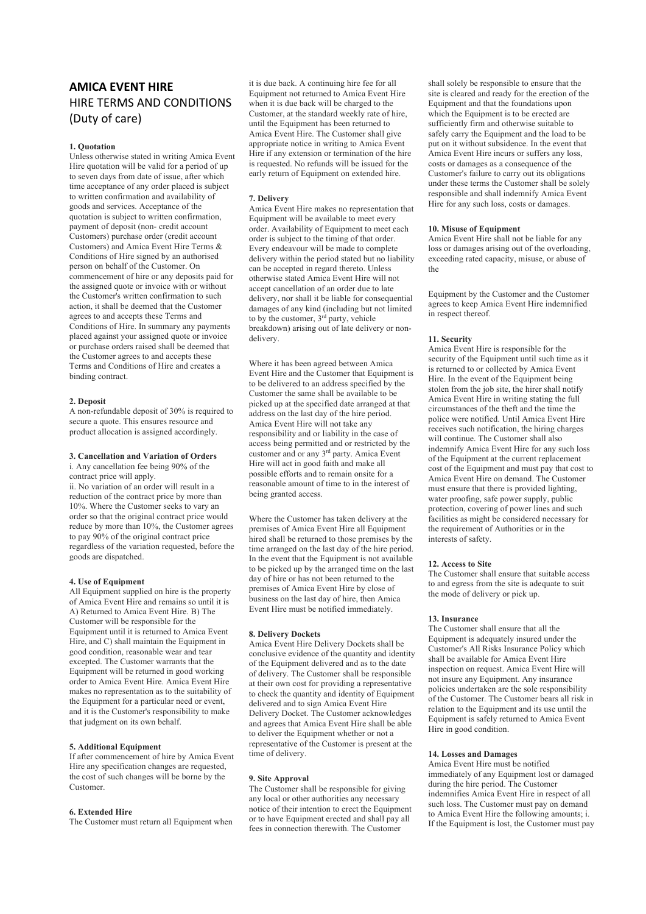# AMICA EVENT HIRE

## HIRE TERMS AND CONDITIONS (Duty of care)

### 1. Quotation

Unless otherwise stated in writing Amica Event Hire quotation will be valid for a period of up to seven days from date of issue, after which time acceptance of any order placed is subject to written confirmation and availability of goods and services. Acceptance of the quotation is subject to written confirmation, payment of deposit (non- credit account Customers) purchase order (credit account Customers) and Amica Event Hire Terms & Conditions of Hire signed by an authorised person on behalf of the Customer. On commencement of hire or any deposits paid for the assigned quote or invoice with or without the Customer's written confirmation to such action, it shall be deemed that the Customer agrees to and accepts these Terms and Conditions of Hire. In summary any payments placed against your assigned quote or invoice or purchase orders raised shall be deemed that the Customer agrees to and accepts these Terms and Conditions of Hire and creates a binding contract.

### 2. Deposit

A non-refundable deposit of 30% is required to secure a quote. This ensures resource and product allocation is assigned accordingly.

### 3. Cancellation and Variation of Orders

i. Any cancellation fee being 90% of the contract price will apply.

ii. No variation of an order will result in a reduction of the contract price by more than 10%. Where the Customer seeks to vary an order so that the original contract price would reduce by more than 10%, the Customer agrees to pay 90% of the original contract price regardless of the variation requested, before the goods are dispatched.

### 4. Use of Equipment

All Equipment supplied on hire is the property of Amica Event Hire and remains so until it is A) Returned to Amica Event Hire. B) The Customer will be responsible for the Equipment until it is returned to Amica Event Hire, and C) shall maintain the Equipment in good condition, reasonable wear and tear excepted. The Customer warrants that the Equipment will be returned in good working order to Amica Event Hire. Amica Event Hire makes no representation as to the suitability of the Equipment for a particular need or event, and it is the Customer's responsibility to make that judgment on its own behalf.

### 5. Additional Equipment

If after commencement of hire by Amica Event Hire any specification changes are requested, the cost of such changes will be borne by the Customer.

### 6. Extended Hire

The Customer must return all Equipment when it is due back. A continuing hire fee for all Equipment not returned to Amica Event Hire when it is due back will be charged to the Customer, at the standard weekly rate of hire, until the Equipment has been returned to Amica Event Hire. The Customer shall give appropriate notice in writing to Amica Event Hire if any extension or termination of the hire is requested. No refunds will be issued for the early return of Equipment on extended hire.

### 7. Delivery

Amica Event Hire makes no representation that Equipment will be available to meet every order. Availability of Equipment to meet each order is subject to the timing of that order. Every endeavour will be made to complete delivery within the period stated but no liability can be accepted in regard thereto. Unless otherwise stated Amica Event Hire will not accept cancellation of an order due to late delivery, nor shall it be liable for consequential damages of any kind (including but not limited to by the customer, 3rd party, vehicle breakdown) arising out of late delivery or non-delivery.

Where it has been agreed between Amica Event Hire and the Customer that Equipment is to be delivered to an address specified by the Customer the same shall be available to be picked up at the specified date arranged at that address on the last day of the hire period. Amica Event Hire will not take any responsibility and or liability in the case of access being permitted and or restricted by the customer and or any 3rd party. Amica Event Hire will act in good faith and make all possible efforts and to remain onsite for a reasonable amount of time to in the interest of being granted access.

Where the Customer has taken delivery at the premises of Amica Event Hire all Equipment hired shall be returned to those premises by the time arranged on the last day of the hire period. In the event that the Equipment is not available to be picked up by the arranged time on the last day of hire or has not been returned to the premises of Amica Event Hire by close of business on the last day of hire, then Amica Event Hire must be notified immediately.

### 8. Delivery Dockets

Amica Event Hire Delivery Dockets shall be conclusive evidence of the quantity and identity of the Equipment delivered and as to the date of delivery. The Customer shall be responsible at their own cost for providing a representative to check the quantity and identity of Equipment delivered and to sign Amica Event Hire Delivery Docket. The Customer acknowledges and agrees that Amica Event Hire shall be able to deliver the Equipment whether or not a representative of the Customer is present at the time of delivery.

### 9. Site Approval

The Customer shall be responsible for giving any local or other authorities any necessary notice of their intention to erect the Equipment or to have Equipment erected and shall pay all fees in connection therewith. The Customer shall solely be responsible to ensure that the site is cleared and ready for the erection of the Equipment and that the foundations upon which the Equipment is to be erected are sufficiently firm and otherwise suitable to safely carry the Equipment and the load to be put on it without subsidence. In the event that Amica Event Hire incurs or suffers any loss, costs or damages as a consequence of the Customer's failure to carry out its obligations under these terms the Customer shall be solely responsible and shall indemnify Amica Event Hire for any such loss, costs or damages.

### 10. Misuse of Equipment

Amica Event Hire shall not be liable for any loss or damages arising out of the overloading, exceeding rated capacity, misuse, or abuse of the Equipment by the Customer and the Customer agrees to keep Amica Event Hire indemnified in respect thereof.

### 11. Security

Amica Event Hire is responsible for the security of the Equipment until such time as it is returned to or collected by Amica Event Hire. In the event of the Equipment being stolen from the job site, the hirer shall notify Amica Event Hire in writing stating the full circumstances of the theft and the time the police were notified. Until Amica Event Hire receives such notification, the hiring charges will continue. The Customer shall also indemnify Amica Event Hire for any such loss of the Equipment at the current replacement cost of the Equipment and must pay that cost to Amica Event Hire on demand. The Customer must ensure that there is provided lighting, water proofing, safe power supply, public protection, covering of power lines and such facilities as might be considered necessary for the requirement of Authorities or in the interests of safety.

### 12. Access to Site

The Customer shall ensure that suitable access to and egress from the site is adequate to suit the mode of delivery or pick up.

### 13. Insurance

The Customer shall ensure that all the Equipment is adequately insured under the Customer's All Risks Insurance Policy which shall be available for Amica Event Hire inspection on request. Amica Event Hire will not insure any Equipment. Any insurance policies undertaken are the sole responsibility of the Customer. The Customer bears all risk in relation to the Equipment and its use until the Equipment is safely returned to Amica Event Hire in good condition.

### 14. Losses and Damages

Amica Event Hire must be notified immediately of any Equipment lost or damaged during the hire period. The Customer indemnifies Amica Event Hire in respect of all such loss. The Customer must pay on demand to Amica Event Hire the following amounts; i. If the Equipment is lost, the Customer must pay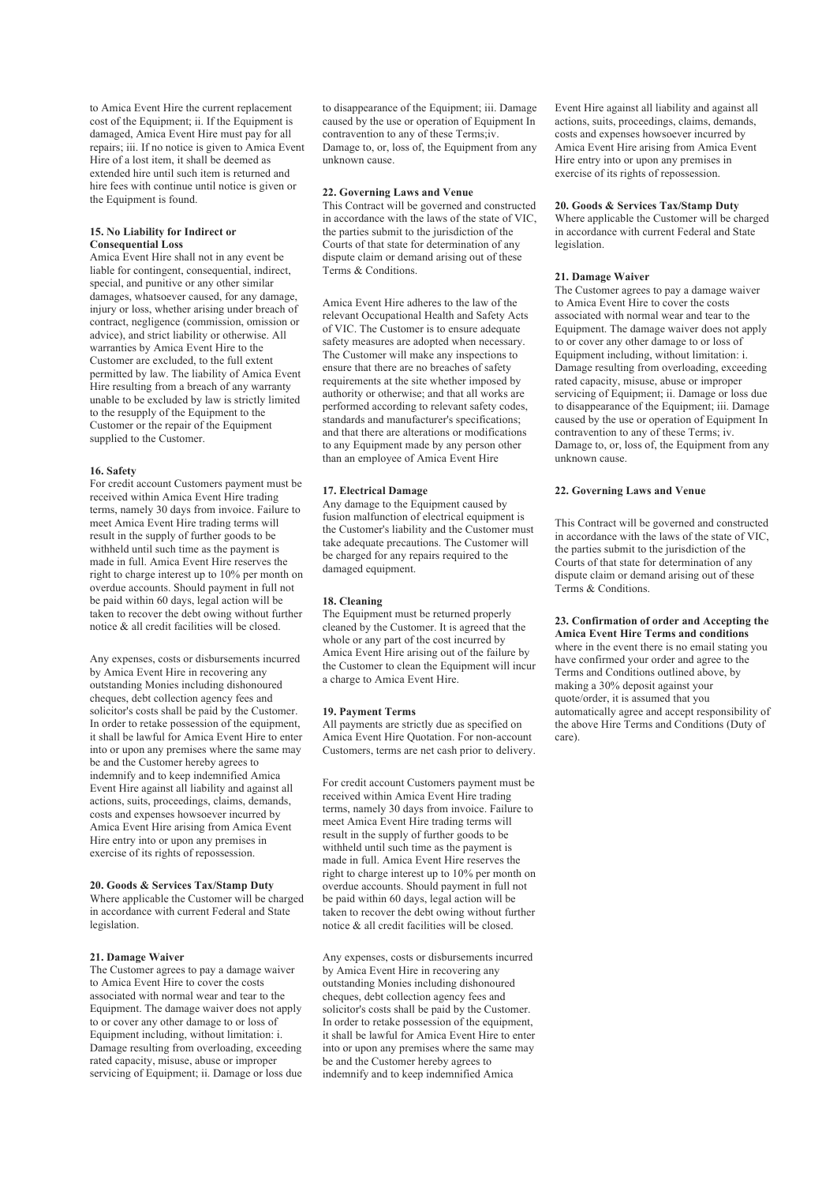to Amica Event Hire the current replacement cost of the Equipment; ii. If the Equipment is damaged, Amica Event Hire must pay for all repairs; iii. If no notice is given to Amica Event Hire of a lost item, it shall be deemed as extended hire until such item is returned and hire fees with continue until notice is given or the Equipment is found.

**15. No Liability for Indirect or Consequential Loss**

Amica Event Hire shall not in any event be liable for contingent, consequential, indirect, special, and punitive or any other similar damages, whatsoever caused, for any damage, injury or loss, whether arising under breach of contract, negligence (commission, omission or advice), and strict liability or otherwise. All warranties by Amica Event Hire to the Customer are excluded, to the full extent permitted by law. The liability of Amica Event Hire resulting from a breach of any warranty unable to be excluded by law is strictly limited to the resupply of the Equipment to the Customer or the repair of the Equipment supplied to the Customer.

**16. Safety**

For credit account Customers payment must be received within Amica Event Hire trading terms, namely 30 days from invoice. Failure to meet Amica Event Hire trading terms will result in the supply of further goods to be withheld until such time as the payment is made in full. Amica Event Hire reserves the right to charge interest up to 10% per month on overdue accounts. Should payment in full not be paid within 60 days, legal action will be taken to recover the debt owing without further notice & all credit facilities will be closed.

Any expenses, costs or disbursements incurred by Amica Event Hire in recovering any outstanding Monies including dishonoured cheques, debt collection agency fees and solicitor's costs shall be paid by the Customer. In order to retake possession of the equipment, it shall be lawful for Amica Event Hire to enter into or upon any premises where the same may be and the Customer hereby agrees to indemnify and to keep indemnified Amica Event Hire against all liability and against all actions, suits, proceedings, claims, demands, costs and expenses howsoever incurred by Amica Event Hire arising from Amica Event Hire entry into or upon any premises in exercise of its rights of repossession.

**20. Goods & Services Tax/Stamp Duty**

Where applicable the Customer will be charged in accordance with current Federal and State legislation.

**21. Damage Waiver**

The Customer agrees to pay a damage waiver to Amica Event Hire to cover the costs associated with normal wear and tear to the Equipment. The damage waiver does not apply to or cover any other damage to or loss of Equipment including, without limitation: i. Damage resulting from overloading, exceeding rated capacity, misuse, abuse or improper servicing of Equipment; ii. Damage or loss due to disappearance of the Equipment; iii. Damage caused by the use or operation of Equipment In contravention to any of these Terms;iv. Damage to, or, loss of, the Equipment from any unknown cause.

**22. Governing Laws and Venue**

This Contract will be governed and constructed in accordance with the laws of the state of VIC, the parties submit to the jurisdiction of the Courts of that state for determination of any dispute claim or demand arising out of these Terms & Conditions.

Amica Event Hire adheres to the law of the relevant Occupational Health and Safety Acts of VIC. The Customer is to ensure adequate safety measures are adopted when necessary. The Customer will make any inspections to ensure that there are no breaches of safety requirements at the site whether imposed by authority or otherwise; and that all works are performed according to relevant safety codes, standards and manufacturer's specifications; and that there are alterations or modifications to any Equipment made by any person other than an employee of Amica Event Hire

**17. Electrical Damage**

Any damage to the Equipment caused by fusion malfunction of electrical equipment is the Customer's liability and the Customer must take adequate precautions. The Customer will be charged for any repairs required to the damaged equipment.

**18. Cleaning**

The Equipment must be returned properly cleaned by the Customer. It is agreed that the whole or any part of the cost incurred by Amica Event Hire arising out of the failure by the Customer to clean the Equipment will incur a charge to Amica Event Hire.

**19. Payment Terms**

All payments are strictly due as specified on Amica Event Hire Quotation. For non-account Customers, terms are net cash prior to delivery.

For credit account Customers payment must be received within Amica Event Hire trading terms, namely 30 days from invoice. Failure to meet Amica Event Hire trading terms will result in the supply of further goods to be withheld until such time as the payment is made in full. Amica Event Hire reserves the right to charge interest up to 10% per month on overdue accounts. Should payment in full not be paid within 60 days, legal action will be taken to recover the debt owing without further notice & all credit facilities will be closed.

Any expenses, costs or disbursements incurred by Amica Event Hire in recovering any outstanding Monies including dishonoured cheques, debt collection agency fees and solicitor's costs shall be paid by the Customer. In order to retake possession of the equipment, it shall be lawful for Amica Event Hire to enter into or upon any premises where the same may be and the Customer hereby agrees to indemnify and to keep indemnified Amica Event Hire against all liability and against all actions, suits, proceedings, claims, demands, costs and expenses howsoever incurred by Amica Event Hire arising from Amica Event Hire entry into or upon any premises in exercise of its rights of repossession.

**20. Goods & Services Tax/Stamp Duty**

Where applicable the Customer will be charged in accordance with current Federal and State legislation.

**21. Damage Waiver**

The Customer agrees to pay a damage waiver to Amica Event Hire to cover the costs associated with normal wear and tear to the Equipment. The damage waiver does not apply to or cover any other damage to or loss of Equipment including, without limitation: i. Damage resulting from overloading, exceeding rated capacity, misuse, abuse or improper servicing of Equipment; ii. Damage or loss due to disappearance of the Equipment; iii. Damage caused by the use or operation of Equipment In contravention to any of these Terms; iv. Damage to, or, loss of, the Equipment from any unknown cause.

**22. Governing Laws and Venue**

This Contract will be governed and constructed in accordance with the laws of the state of VIC, the parties submit to the jurisdiction of the Courts of that state for determination of any dispute claim or demand arising out of these Terms & Conditions.

**23. Confirmation of order and Accepting the Amica Event Hire Terms and conditions**

where in the event there is no email stating you have confirmed your order and agree to the Terms and Conditions outlined above, by making a 30% deposit against your quote/order, it is assumed that you automatically agree and accept responsibility of the above Hire Terms and Conditions (Duty of care).